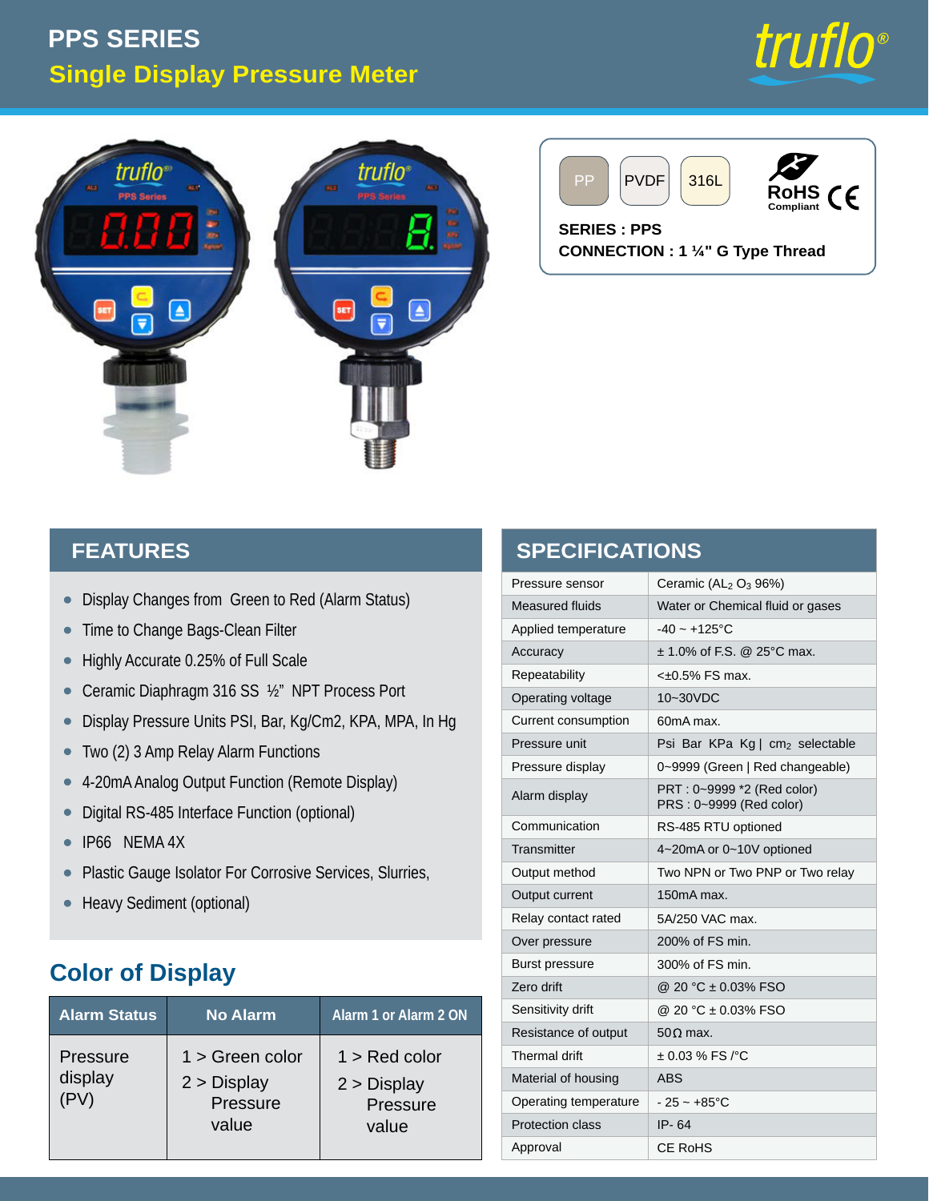# PPS SERIES

## Single Display Pressure Meter

PP | PVDF | 316L

RoHS Compliant CE

**SERIES : PPS**

**CONNECTION : 1 ¼" G Type Thread**

## FEATURES

- Display Changes from Green to Red (Alarm Status)
- Time to Change Bags-Clean Filter
- Highly Accurate 0.25% of Full Scale
- Ceramic Diaphragm 316 SS ½" NPT Process Port
- Display Pressure Units PSI, Bar, Kg/Cm2, KPA, MPA, In Hg
- Two (2) 3 Amp Relay Alarm Functions
- 4-20mA Analog Output Function (Remote Display)
- Digital RS-485 Interface Function (optional)
- IP66 NEMA 4X
- Plastic Gauge Isolator For Corrosive Services, Slurries,
- Heavy Sediment (optional)

## Color of Display

| Alarm Status | No Alarm | Alarm 1 or Alarm 2 ON |
|---|---|---|
| Pressure display (PV) | 1 > Green color<br>2 > Display Pressure value | 1 > Red color<br>2 > Display Pressure value |

## SPECIFICATIONS

| | |
|---|---|
| Pressure sensor | Ceramic ($AL_2$ $O_3$ 96%) |
| Measured fluids | Water or Chemical fluid or gases |
| Applied temperature | -40 ~ +125°C |
| Accuracy | ± 1.0% of F.S. @ 25°C max. |
| Repeatability | <±0.5% FS max. |
| Operating voltage | 10~30VDC |
| Current consumption | 60mA max. |
| Pressure unit | Psi Bar KPa Kg \| $cm_2$ selectable |
| Pressure display | 0~9999 (Green \| Red changeable) |
| Alarm display | PRT : 0~9999 *2 (Red color)<br>PRS : 0~9999 (Red color) |
| Communication | RS-485 RTU optioned |
| Transmitter | 4~20mA or 0~10V optioned |
| Output method | Two NPN or Two PNP or Two relay |
| Output current | 150mA max. |
| Relay contact rated | 5A/250 VAC max. |
| Over pressure | 200% of FS min. |
| Burst pressure | 300% of FS min. |
| Zero drift | @ 20 °C ± 0.03% FSO |
| Sensitivity drift | @ 20 °C ± 0.03% FSO |
| Resistance of output | 50Ω max. |
| Thermal drift | ± 0.03 % FS /°C |
| Material of housing | ABS |
| Operating temperature | - 25 ~ +85°C |
| Protection class | IP- 64 |
| Approval | CE RoHS |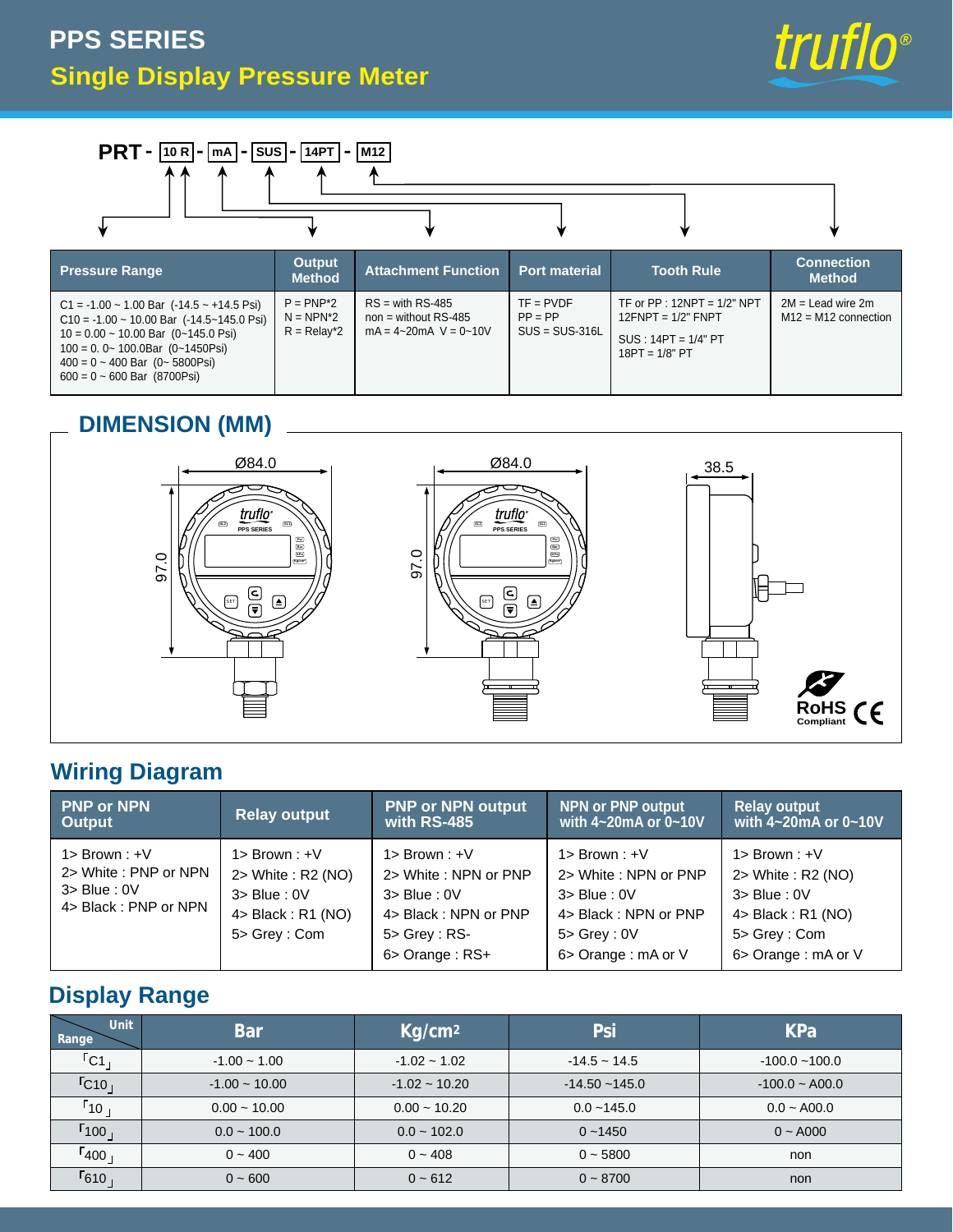# PPS SERIES

## Single Display Pressure Meter

truflo®

PRT - 10 R - mA - SUS - 14PT - M12

| Pressure Range | Output Method | Attachment Function | Port material | Tooth Rule | Connection Method |
|---|---|---|---|---|---|
| C1 = -1.00 ~ 1.00 Bar (-14.5 ~ +14.5 Psi)<br>C10 = -1.00 ~ 10.00 Bar (-14.5~145.0 Psi)<br>10 = 0.00 ~ 10.00 Bar (0~145.0 Psi)<br>100 = 0. 0~ 100.0Bar (0~1450Psi)<br>400 = 0 ~ 400 Bar (0~ 5800Psi)<br>600 = 0 ~ 600 Bar (8700Psi) | P = PNP*2<br>N = NPN*2<br>R = Relay*2 | RS = with RS-485<br>non = without RS-485<br>mA = 4~20mA V = 0~10V | TF = PVDF<br>PP = PP<br>SUS = SUS-316L | TF or PP : 12NPT = 1/2" NPT<br>12FNPT = 1/2" FNPT<br><br>SUS : 14PT = 1/4" PT<br>18PT = 1/8" PT | 2M = Lead wire 2m<br>M12 = M12 connection |

## DIMENSION (MM)

Ø84.0

97.0

Ø84.0

97.0

38.5

RoHS Compliant CE

## Wiring Diagram

| PNP or NPN Output | Relay output | PNP or NPN output with RS-485 | NPN or PNP output with 4~20mA or 0~10V | Relay output with 4~20mA or 0~10V |
|---|---|---|---|---|
| 1> Brown : +V<br>2> White : PNP or NPN<br>3> Blue : 0V<br>4> Black : PNP or NPN | 1> Brown : +V<br>2> White : R2 (NO)<br>3> Blue : 0V<br>4> Black : R1 (NO)<br>5> Grey : Com | 1> Brown : +V<br>2> White : NPN or PNP<br>3> Blue : 0V<br>4> Black : NPN or PNP<br>5> Grey : RS-<br>6> Orange : RS+ | 1> Brown : +V<br>2> White : NPN or PNP<br>3> Blue : 0V<br>4> Black : NPN or PNP<br>5> Grey : 0V<br>6> Orange : mA or V | 1> Brown : +V<br>2> White : R2 (NO)<br>3> Blue : 0V<br>4> Black : R1 (NO)<br>5> Grey : Com<br>6> Orange : mA or V |

## Display Range

| Unit / Range | Bar | Kg/cm2 | Psi | KPa |
|---|---|---|---|---|
| 「C1」 | -1.00 ~ 1.00 | -1.02 ~ 1.02 | -14.5 ~ 14.5 | -100.0 ~100.0 |
| 「C10」 | -1.00 ~ 10.00 | -1.02 ~ 10.20 | -14.50 ~145.0 | -100.0 ~ A00.0 |
| 「10」 | 0.00 ~ 10.00 | 0.00 ~ 10.20 | 0.0 ~145.0 | 0.0 ~ A00.0 |
| 「100」 | 0.0 ~ 100.0 | 0.0 ~ 102.0 | 0 ~1450 | 0 ~ A000 |
| 「400」 | 0 ~ 400 | 0 ~ 408 | 0 ~ 5800 | non |
| 「610」 | 0 ~ 600 | 0 ~ 612 | 0 ~ 8700 | non |